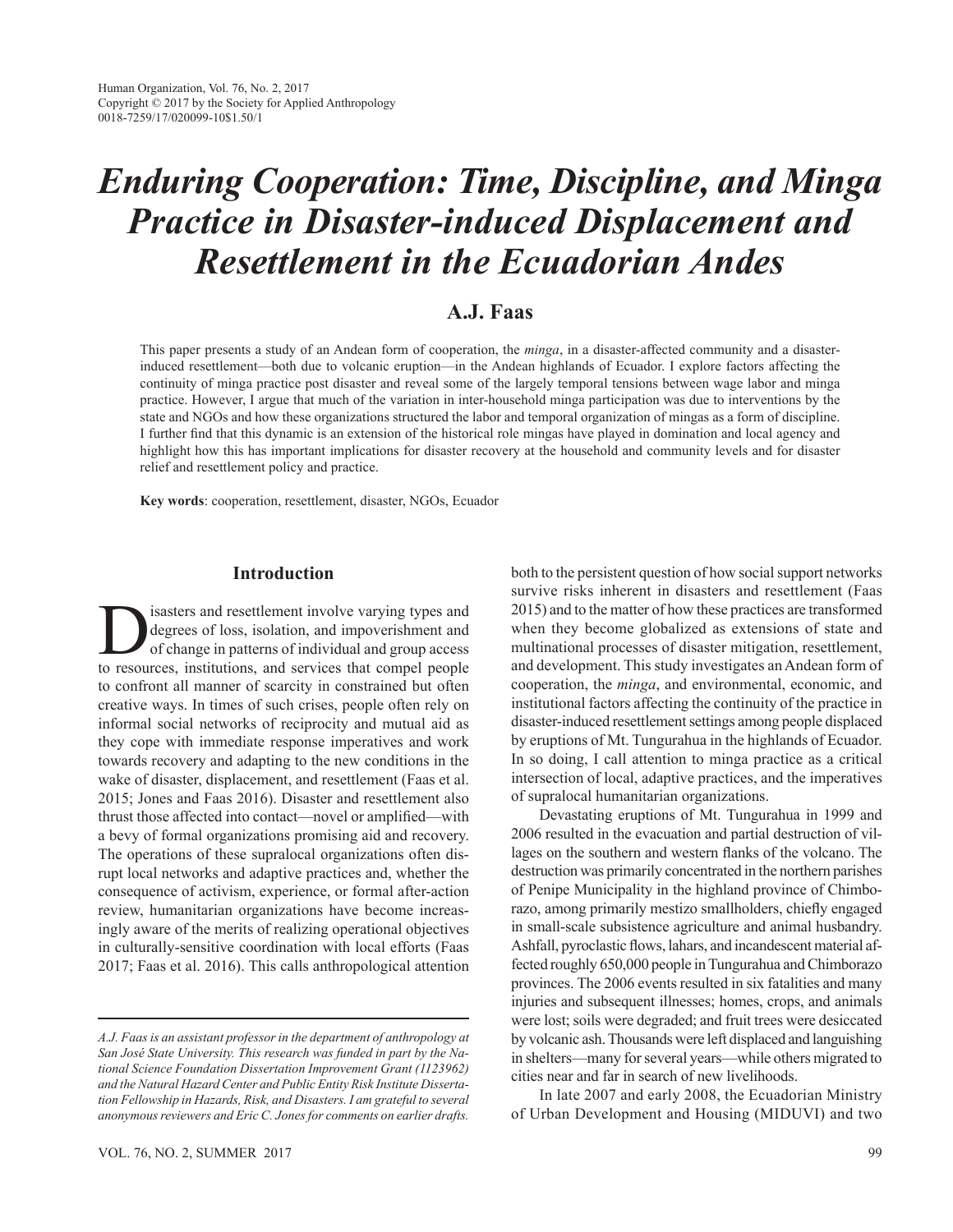# Enduring Cooperation: Time, Discipline, and Minga Practice in Disaster-induced Displacement and Resettlement in the Ecuadorian Andes

**A.J. Faas**

This paper presents a study of an Andean form of cooperation, the *minga*, in a disaster-affected community and a disaster-induced resettlement—both due to volcanic eruption—in the Andean highlands of Ecuador. I explore factors affecting the continuity of minga practice post disaster and reveal some of the largely temporal tensions between wage labor and minga practice. However, I argue that much of the variation in inter-household minga participation was due to interventions by the state and NGOs and how these organizations structured the labor and temporal organization of mingas as a form of discipline. I further find that this dynamic is an extension of the historical role mingas have played in domination and local agency and highlight how this has important implications for disaster recovery at the household and community levels and for disaster relief and resettlement policy and practice.

**Key words**: cooperation, resettlement, disaster, NGOs, Ecuador

## Introduction

Disasters and resettlement involve varying types and degrees of loss, isolation, and impoverishment and of change in patterns of individual and group access to resources, institutions, and services that compel people to confront all manner of scarcity in constrained but often creative ways. In times of such crises, people often rely on informal social networks of reciprocity and mutual aid as they cope with immediate response imperatives and work towards recovery and adapting to the new conditions in the wake of disaster, displacement, and resettlement (Faas et al. 2015; Jones and Faas 2016). Disaster and resettlement also thrust those affected into contact—novel or amplified—with a bevy of formal organizations promising aid and recovery. The operations of these supralocal organizations often disrupt local networks and adaptive practices and, whether the consequence of activism, experience, or formal after-action review, humanitarian organizations have become increasingly aware of the merits of realizing operational objectives in culturally-sensitive coordination with local efforts (Faas 2017; Faas et al. 2016). This calls anthropological attention both to the persistent question of how social support networks survive risks inherent in disasters and resettlement (Faas 2015) and to the matter of how these practices are transformed when they become globalized as extensions of state and multinational processes of disaster mitigation, resettlement, and development. This study investigates an Andean form of cooperation, the *minga*, and environmental, economic, and institutional factors affecting the continuity of the practice in disaster-induced resettlement settings among people displaced by eruptions of Mt. Tungurahua in the highlands of Ecuador. In so doing, I call attention to minga practice as a critical intersection of local, adaptive practices, and the imperatives of supralocal humanitarian organizations.

Devastating eruptions of Mt. Tungurahua in 1999 and 2006 resulted in the evacuation and partial destruction of villages on the southern and western flanks of the volcano. The destruction was primarily concentrated in the northern parishes of Penipe Municipality in the highland province of Chimborazo, among primarily mestizo smallholders, chiefly engaged in small-scale subsistence agriculture and animal husbandry. Ashfall, pyroclastic flows, lahars, and incandescent material affected roughly 650,000 people in Tungurahua and Chimborazo provinces. The 2006 events resulted in six fatalities and many injuries and subsequent illnesses; homes, crops, and animals were lost; soils were degraded; and fruit trees were desiccated by volcanic ash. Thousands were left displaced and languishing in shelters—many for several years—while others migrated to cities near and far in search of new livelihoods.

In late 2007 and early 2008, the Ecuadorian Ministry of Urban Development and Housing (MIDUVI) and two

---

*A.J. Faas is an assistant professor in the department of anthropology at San José State University. This research was funded in part by the National Science Foundation Dissertation Improvement Grant (1123962) and the Natural Hazard Center and Public Entity Risk Institute Dissertation Fellowship in Hazards, Risk, and Disasters. I am grateful to several anonymous reviewers and Eric C. Jones for comments on earlier drafts.*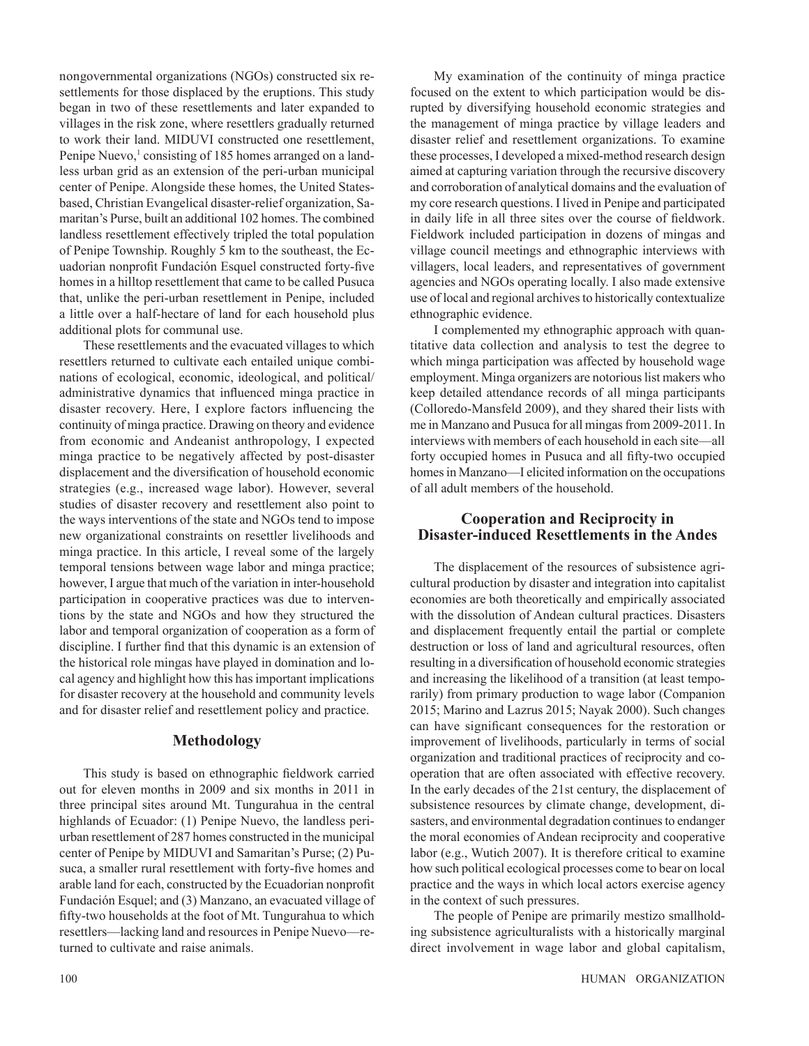nongovernmental organizations (NGOs) constructed six resettlements for those displaced by the eruptions. This study began in two of these resettlements and later expanded to villages in the risk zone, where resettlers gradually returned to work their land. MIDUVI constructed one resettlement, Penipe Nuevo,[1] consisting of 185 homes arranged on a landless urban grid as an extension of the peri-urban municipal center of Penipe. Alongside these homes, the United States-based, Christian Evangelical disaster-relief organization, Samaritan's Purse, built an additional 102 homes. The combined landless resettlement effectively tripled the total population of Penipe Township. Roughly 5 km to the southeast, the Ecuadorian nonprofit Fundación Esquel constructed forty-five homes in a hilltop resettlement that came to be called Pusuca that, unlike the peri-urban resettlement in Penipe, included a little over a half-hectare of land for each household plus additional plots for communal use.

These resettlements and the evacuated villages to which resettlers returned to cultivate each entailed unique combinations of ecological, economic, ideological, and political/administrative dynamics that influenced minga practice in disaster recovery. Here, I explore factors influencing the continuity of minga practice. Drawing on theory and evidence from economic and Andeanist anthropology, I expected minga practice to be negatively affected by post-disaster displacement and the diversification of household economic strategies (e.g., increased wage labor). However, several studies of disaster recovery and resettlement also point to the ways interventions of the state and NGOs tend to impose new organizational constraints on resettler livelihoods and minga practice. In this article, I reveal some of the largely temporal tensions between wage labor and minga practice; however, I argue that much of the variation in inter-household participation in cooperative practices was due to interventions by the state and NGOs and how they structured the labor and temporal organization of cooperation as a form of discipline. I further find that this dynamic is an extension of the historical role mingas have played in domination and local agency and highlight how this has important implications for disaster recovery at the household and community levels and for disaster relief and resettlement policy and practice.

## Methodology

This study is based on ethnographic fieldwork carried out for eleven months in 2009 and six months in 2011 in three principal sites around Mt. Tungurahua in the central highlands of Ecuador: (1) Penipe Nuevo, the landless peri-urban resettlement of 287 homes constructed in the municipal center of Penipe by MIDUVI and Samaritan's Purse; (2) Pusuca, a smaller rural resettlement with forty-five homes and arable land for each, constructed by the Ecuadorian nonprofit Fundación Esquel; and (3) Manzano, an evacuated village of fifty-two households at the foot of Mt. Tungurahua to which resettlers—lacking land and resources in Penipe Nuevo—returned to cultivate and raise animals.

My examination of the continuity of minga practice focused on the extent to which participation would be disrupted by diversifying household economic strategies and the management of minga practice by village leaders and disaster relief and resettlement organizations. To examine these processes, I developed a mixed-method research design aimed at capturing variation through the recursive discovery and corroboration of analytical domains and the evaluation of my core research questions. I lived in Penipe and participated in daily life in all three sites over the course of fieldwork. Fieldwork included participation in dozens of mingas and village council meetings and ethnographic interviews with villagers, local leaders, and representatives of government agencies and NGOs operating locally. I also made extensive use of local and regional archives to historically contextualize ethnographic evidence.

I complemented my ethnographic approach with quantitative data collection and analysis to test the degree to which minga participation was affected by household wage employment. Minga organizers are notorious list makers who keep detailed attendance records of all minga participants (Colloredo-Mansfeld 2009), and they shared their lists with me in Manzano and Pusuca for all mingas from 2009-2011. In interviews with members of each household in each site—all forty occupied homes in Pusuca and all fifty-two occupied homes in Manzano—I elicited information on the occupations of all adult members of the household.

## Cooperation and Reciprocity in Disaster-induced Resettlements in the Andes

The displacement of the resources of subsistence agricultural production by disaster and integration into capitalist economies are both theoretically and empirically associated with the dissolution of Andean cultural practices. Disasters and displacement frequently entail the partial or complete destruction or loss of land and agricultural resources, often resulting in a diversification of household economic strategies and increasing the likelihood of a transition (at least temporarily) from primary production to wage labor (Companion 2015; Marino and Lazrus 2015; Nayak 2000). Such changes can have significant consequences for the restoration or improvement of livelihoods, particularly in terms of social organization and traditional practices of reciprocity and cooperation that are often associated with effective recovery. In the early decades of the 21st century, the displacement of subsistence resources by climate change, development, disasters, and environmental degradation continues to endanger the moral economies of Andean reciprocity and cooperative labor (e.g., Wutich 2007). It is therefore critical to examine how such political ecological processes come to bear on local practice and the ways in which local actors exercise agency in the context of such pressures.

The people of Penipe are primarily mestizo smallholding subsistence agriculturalists with a historically marginal direct involvement in wage labor and global capitalism,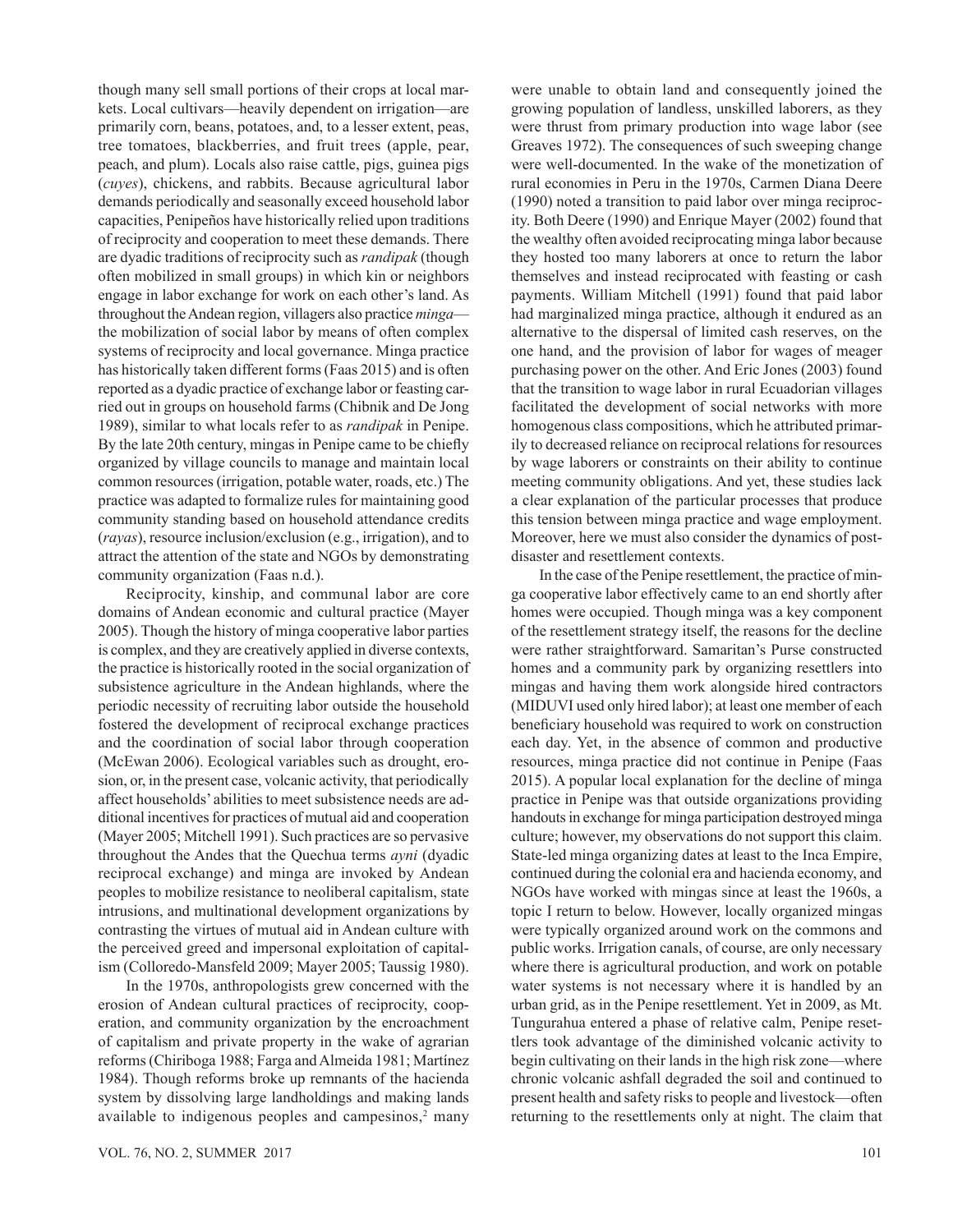though many sell small portions of their crops at local markets. Local cultivars—heavily dependent on irrigation—are primarily corn, beans, potatoes, and, to a lesser extent, peas, tree tomatoes, blackberries, and fruit trees (apple, pear, peach, and plum). Locals also raise cattle, pigs, guinea pigs (*cuyes*), chickens, and rabbits. Because agricultural labor demands periodically and seasonally exceed household labor capacities, Penipeños have historically relied upon traditions of reciprocity and cooperation to meet these demands. There are dyadic traditions of reciprocity such as *randipak* (though often mobilized in small groups) in which kin or neighbors engage in labor exchange for work on each other's land. As throughout the Andean region, villagers also practice *minga*—the mobilization of social labor by means of often complex systems of reciprocity and local governance. Minga practice has historically taken different forms (Faas 2015) and is often reported as a dyadic practice of exchange labor or feasting carried out in groups on household farms (Chibnik and De Jong 1989), similar to what locals refer to as *randipak* in Penipe. By the late 20th century, mingas in Penipe came to be chiefly organized by village councils to manage and maintain local common resources (irrigation, potable water, roads, etc.) The practice was adapted to formalize rules for maintaining good community standing based on household attendance credits (*rayas*), resource inclusion/exclusion (e.g., irrigation), and to attract the attention of the state and NGOs by demonstrating community organization (Faas n.d.).

Reciprocity, kinship, and communal labor are core domains of Andean economic and cultural practice (Mayer 2005). Though the history of minga cooperative labor parties is complex, and they are creatively applied in diverse contexts, the practice is historically rooted in the social organization of subsistence agriculture in the Andean highlands, where the periodic necessity of recruiting labor outside the household fostered the development of reciprocal exchange practices and the coordination of social labor through cooperation (McEwan 2006). Ecological variables such as drought, erosion, or, in the present case, volcanic activity, that periodically affect households' abilities to meet subsistence needs are additional incentives for practices of mutual aid and cooperation (Mayer 2005; Mitchell 1991). Such practices are so pervasive throughout the Andes that the Quechua terms *ayni* (dyadic reciprocal exchange) and minga are invoked by Andean peoples to mobilize resistance to neoliberal capitalism, state intrusions, and multinational development organizations by contrasting the virtues of mutual aid in Andean culture with the perceived greed and impersonal exploitation of capitalism (Colloredo-Mansfeld 2009; Mayer 2005; Taussig 1980).

In the 1970s, anthropologists grew concerned with the erosion of Andean cultural practices of reciprocity, cooperation, and community organization by the encroachment of capitalism and private property in the wake of agrarian reforms (Chiriboga 1988; Farga and Almeida 1981; Martínez 1984). Though reforms broke up remnants of the hacienda system by dissolving large landholdings and making lands available to indigenous peoples and campesinos,[2] many were unable to obtain land and consequently joined the growing population of landless, unskilled laborers, as they were thrust from primary production into wage labor (see Greaves 1972). The consequences of such sweeping change were well-documented. In the wake of the monetization of rural economies in Peru in the 1970s, Carmen Diana Deere (1990) noted a transition to paid labor over minga reciprocity. Both Deere (1990) and Enrique Mayer (2002) found that the wealthy often avoided reciprocating minga labor because they hosted too many laborers at once to return the labor themselves and instead reciprocated with feasting or cash payments. William Mitchell (1991) found that paid labor had marginalized minga practice, although it endured as an alternative to the dispersal of limited cash reserves, on the one hand, and the provision of labor for wages of meager purchasing power on the other. And Eric Jones (2003) found that the transition to wage labor in rural Ecuadorian villages facilitated the development of social networks with more homogenous class compositions, which he attributed primarily to decreased reliance on reciprocal relations for resources by wage laborers or constraints on their ability to continue meeting community obligations. And yet, these studies lack a clear explanation of the particular processes that produce this tension between minga practice and wage employment. Moreover, here we must also consider the dynamics of post-disaster and resettlement contexts.

In the case of the Penipe resettlement, the practice of minga cooperative labor effectively came to an end shortly after homes were occupied. Though minga was a key component of the resettlement strategy itself, the reasons for the decline were rather straightforward. Samaritan's Purse constructed homes and a community park by organizing resettlers into mingas and having them work alongside hired contractors (MIDUVI used only hired labor); at least one member of each beneficiary household was required to work on construction each day. Yet, in the absence of common and productive resources, minga practice did not continue in Penipe (Faas 2015). A popular local explanation for the decline of minga practice in Penipe was that outside organizations providing handouts in exchange for minga participation destroyed minga culture; however, my observations do not support this claim. State-led minga organizing dates at least to the Inca Empire, continued during the colonial era and hacienda economy, and NGOs have worked with mingas since at least the 1960s, a topic I return to below. However, locally organized mingas were typically organized around work on the commons and public works. Irrigation canals, of course, are only necessary where there is agricultural production, and work on potable water systems is not necessary where it is handled by an urban grid, as in the Penipe resettlement. Yet in 2009, as Mt. Tungurahua entered a phase of relative calm, Penipe resettlers took advantage of the diminished volcanic activity to begin cultivating on their lands in the high risk zone—where chronic volcanic ashfall degraded the soil and continued to present health and safety risks to people and livestock—often returning to the resettlements only at night. The claim that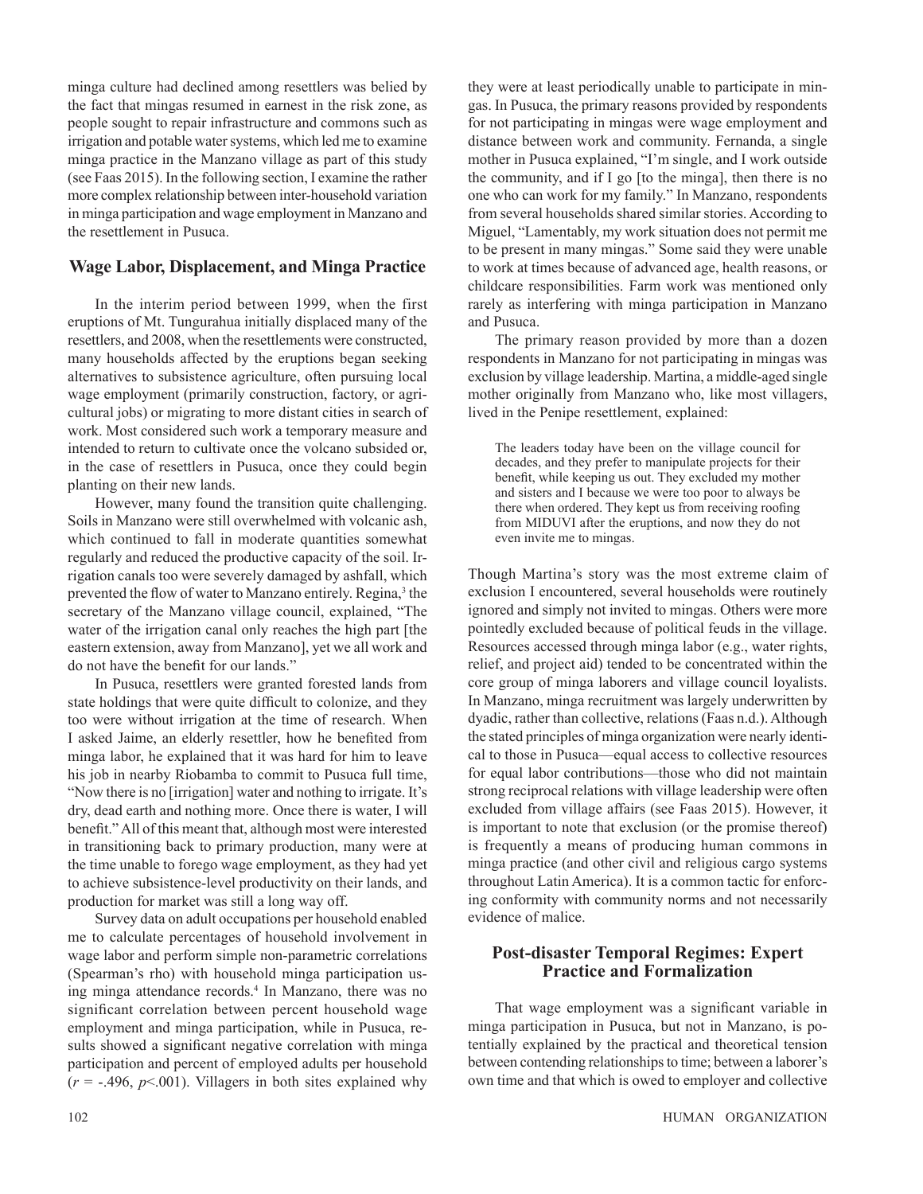minga culture had declined among resettlers was belied by the fact that mingas resumed in earnest in the risk zone, as people sought to repair infrastructure and commons such as irrigation and potable water systems, which led me to examine minga practice in the Manzano village as part of this study (see Faas 2015). In the following section, I examine the rather more complex relationship between inter-household variation in minga participation and wage employment in Manzano and the resettlement in Pusuca.

## Wage Labor, Displacement, and Minga Practice

In the interim period between 1999, when the first eruptions of Mt. Tungurahua initially displaced many of the resettlers, and 2008, when the resettlements were constructed, many households affected by the eruptions began seeking alternatives to subsistence agriculture, often pursuing local wage employment (primarily construction, factory, or agricultural jobs) or migrating to more distant cities in search of work. Most considered such work a temporary measure and intended to return to cultivate once the volcano subsided or, in the case of resettlers in Pusuca, once they could begin planting on their new lands.

However, many found the transition quite challenging. Soils in Manzano were still overwhelmed with volcanic ash, which continued to fall in moderate quantities somewhat regularly and reduced the productive capacity of the soil. Irrigation canals too were severely damaged by ashfall, which prevented the flow of water to Manzano entirely. Regina,[3] the secretary of the Manzano village council, explained, "The water of the irrigation canal only reaches the high part [the eastern extension, away from Manzano], yet we all work and do not have the benefit for our lands."

In Pusuca, resettlers were granted forested lands from state holdings that were quite difficult to colonize, and they too were without irrigation at the time of research. When I asked Jaime, an elderly resettler, how he benefited from minga labor, he explained that it was hard for him to leave his job in nearby Riobamba to commit to Pusuca full time, "Now there is no [irrigation] water and nothing to irrigate. It's dry, dead earth and nothing more. Once there is water, I will benefit." All of this meant that, although most were interested in transitioning back to primary production, many were at the time unable to forego wage employment, as they had yet to achieve subsistence-level productivity on their lands, and production for market was still a long way off.

Survey data on adult occupations per household enabled me to calculate percentages of household involvement in wage labor and perform simple non-parametric correlations (Spearman's rho) with household minga participation using minga attendance records.[4] In Manzano, there was no significant correlation between percent household wage employment and minga participation, while in Pusuca, results showed a significant negative correlation with minga participation and percent of employed adults per household ($r = -.496$, $p<.001$). Villagers in both sites explained why they were at least periodically unable to participate in mingas. In Pusuca, the primary reasons provided by respondents for not participating in mingas were wage employment and distance between work and community. Fernanda, a single mother in Pusuca explained, "I'm single, and I work outside the community, and if I go [to the minga], then there is no one who can work for my family." In Manzano, respondents from several households shared similar stories. According to Miguel, "Lamentably, my work situation does not permit me to be present in many mingas." Some said they were unable to work at times because of advanced age, health reasons, or childcare responsibilities. Farm work was mentioned only rarely as interfering with minga participation in Manzano and Pusuca.

The primary reason provided by more than a dozen respondents in Manzano for not participating in mingas was exclusion by village leadership. Martina, a middle-aged single mother originally from Manzano who, like most villagers, lived in the Penipe resettlement, explained:

> The leaders today have been on the village council for decades, and they prefer to manipulate projects for their benefit, while keeping us out. They excluded my mother and sisters and I because we were too poor to always be there when ordered. They kept us from receiving roofing from MIDUVI after the eruptions, and now they do not even invite me to mingas.

Though Martina's story was the most extreme claim of exclusion I encountered, several households were routinely ignored and simply not invited to mingas. Others were more pointedly excluded because of political feuds in the village. Resources accessed through minga labor (e.g., water rights, relief, and project aid) tended to be concentrated within the core group of minga laborers and village council loyalists. In Manzano, minga recruitment was largely underwritten by dyadic, rather than collective, relations (Faas n.d.). Although the stated principles of minga organization were nearly identical to those in Pusuca—equal access to collective resources for equal labor contributions—those who did not maintain strong reciprocal relations with village leadership were often excluded from village affairs (see Faas 2015). However, it is important to note that exclusion (or the promise thereof) is frequently a means of producing human commons in minga practice (and other civil and religious cargo systems throughout Latin America). It is a common tactic for enforcing conformity with community norms and not necessarily evidence of malice.

## Post-disaster Temporal Regimes: Expert Practice and Formalization

That wage employment was a significant variable in minga participation in Pusuca, but not in Manzano, is potentially explained by the practical and theoretical tension between contending relationships to time; between a laborer's own time and that which is owed to employer and collective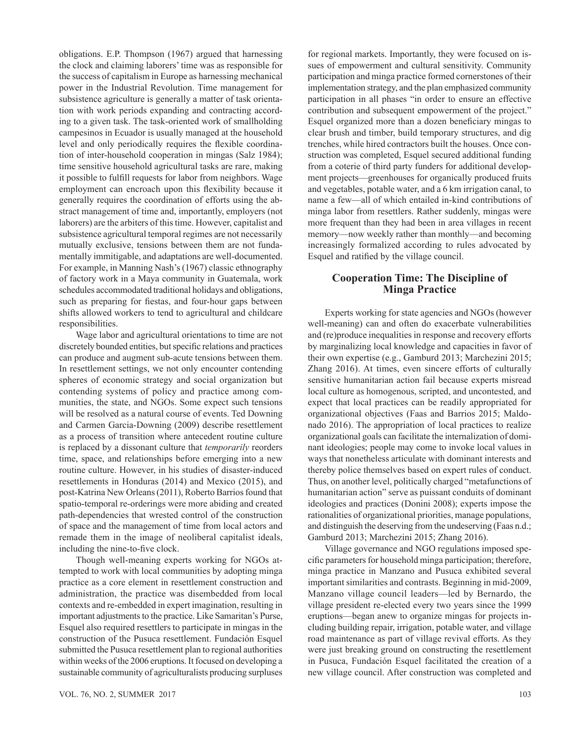obligations. E.P. Thompson (1967) argued that harnessing the clock and claiming laborers' time was as responsible for the success of capitalism in Europe as harnessing mechanical power in the Industrial Revolution. Time management for subsistence agriculture is generally a matter of task orientation with work periods expanding and contracting according to a given task. The task-oriented work of smallholding campesinos in Ecuador is usually managed at the household level and only periodically requires the flexible coordination of inter-household cooperation in mingas (Salz 1984); time sensitive household agricultural tasks are rare, making it possible to fulfill requests for labor from neighbors. Wage employment can encroach upon this flexibility because it generally requires the coordination of efforts using the abstract management of time and, importantly, employers (not laborers) are the arbiters of this time. However, capitalist and subsistence agricultural temporal regimes are not necessarily mutually exclusive, tensions between them are not fundamentally immitigable, and adaptations are well-documented. For example, in Manning Nash's (1967) classic ethnography of factory work in a Maya community in Guatemala, work schedules accommodated traditional holidays and obligations, such as preparing for fiestas, and four-hour gaps between shifts allowed workers to tend to agricultural and childcare responsibilities.

Wage labor and agricultural orientations to time are not discretely bounded entities, but specific relations and practices can produce and augment sub-acute tensions between them. In resettlement settings, we not only encounter contending spheres of economic strategy and social organization but contending systems of policy and practice among communities, the state, and NGOs. Some expect such tensions will be resolved as a natural course of events. Ted Downing and Carmen Garcia-Downing (2009) describe resettlement as a process of transition where antecedent routine culture is replaced by a dissonant culture that *temporarily* reorders time, space, and relationships before emerging into a new routine culture. However, in his studies of disaster-induced resettlements in Honduras (2014) and Mexico (2015), and post-Katrina New Orleans (2011), Roberto Barrios found that spatio-temporal re-orderings were more abiding and created path-dependencies that wrested control of the construction of space and the management of time from local actors and remade them in the image of neoliberal capitalist ideals, including the nine-to-five clock.

Though well-meaning experts working for NGOs attempted to work with local communities by adopting minga practice as a core element in resettlement construction and administration, the practice was disembedded from local contexts and re-embedded in expert imagination, resulting in important adjustments to the practice. Like Samaritan's Purse, Esquel also required resettlers to participate in mingas in the construction of the Pusuca resettlement. Fundación Esquel submitted the Pusuca resettlement plan to regional authorities within weeks of the 2006 eruptions. It focused on developing a sustainable community of agriculturalists producing surpluses for regional markets. Importantly, they were focused on issues of empowerment and cultural sensitivity. Community participation and minga practice formed cornerstones of their implementation strategy, and the plan emphasized community participation in all phases "in order to ensure an effective contribution and subsequent empowerment of the project." Esquel organized more than a dozen beneficiary mingas to clear brush and timber, build temporary structures, and dig trenches, while hired contractors built the houses. Once construction was completed, Esquel secured additional funding from a coterie of third party funders for additional development projects—greenhouses for organically produced fruits and vegetables, potable water, and a 6 km irrigation canal, to name a few—all of which entailed in-kind contributions of minga labor from resettlers. Rather suddenly, mingas were more frequent than they had been in area villages in recent memory—now weekly rather than monthly—and becoming increasingly formalized according to rules advocated by Esquel and ratified by the village council.

## Cooperation Time: The Discipline of Minga Practice

Experts working for state agencies and NGOs (however well-meaning) can and often do exacerbate vulnerabilities and (re)produce inequalities in response and recovery efforts by marginalizing local knowledge and capacities in favor of their own expertise (e.g., Gamburd 2013; Marchezini 2015; Zhang 2016). At times, even sincere efforts of culturally sensitive humanitarian action fail because experts misread local culture as homogenous, scripted, and uncontested, and expect that local practices can be readily appropriated for organizational objectives (Faas and Barrios 2015; Maldonado 2016). The appropriation of local practices to realize organizational goals can facilitate the internalization of dominant ideologies; people may come to invoke local values in ways that nonetheless articulate with dominant interests and thereby police themselves based on expert rules of conduct. Thus, on another level, politically charged "metafunctions of humanitarian action" serve as puissant conduits of dominant ideologies and practices (Donini 2008); experts impose the rationalities of organizational priorities, manage populations, and distinguish the deserving from the undeserving (Faas n.d.; Gamburd 2013; Marchezini 2015; Zhang 2016).

Village governance and NGO regulations imposed specific parameters for household minga participation; therefore, minga practice in Manzano and Pusuca exhibited several important similarities and contrasts. Beginning in mid-2009, Manzano village council leaders—led by Bernardo, the village president re-elected every two years since the 1999 eruptions—began anew to organize mingas for projects including building repair, irrigation, potable water, and village road maintenance as part of village revival efforts. As they were just breaking ground on constructing the resettlement in Pusuca, Fundación Esquel facilitated the creation of a new village council. After construction was completed and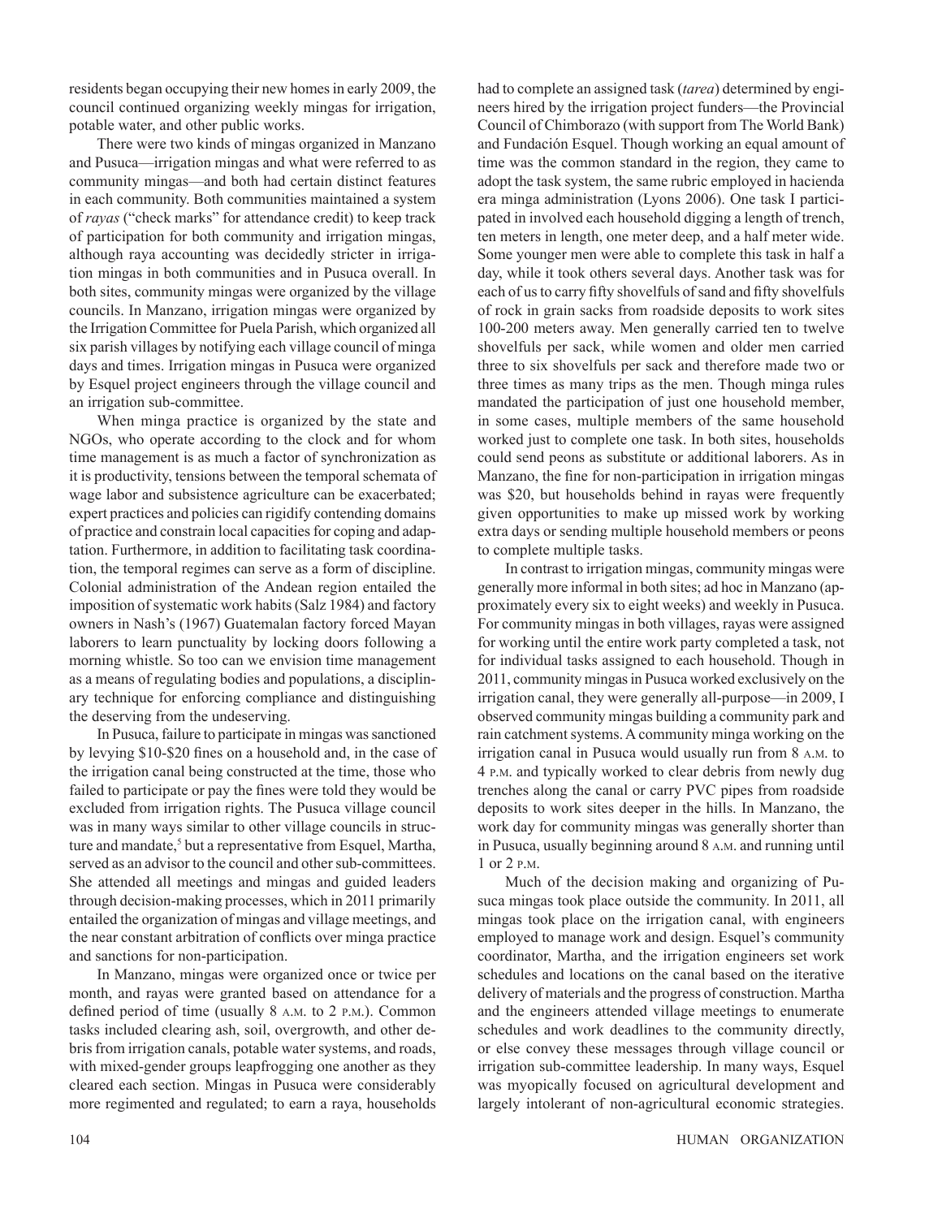residents began occupying their new homes in early 2009, the council continued organizing weekly mingas for irrigation, potable water, and other public works.

There were two kinds of mingas organized in Manzano and Pusuca—irrigation mingas and what were referred to as community mingas—and both had certain distinct features in each community. Both communities maintained a system of *rayas* ("check marks" for attendance credit) to keep track of participation for both community and irrigation mingas, although raya accounting was decidedly stricter in irrigation mingas in both communities and in Pusuca overall. In both sites, community mingas were organized by the village councils. In Manzano, irrigation mingas were organized by the Irrigation Committee for Puela Parish, which organized all six parish villages by notifying each village council of minga days and times. Irrigation mingas in Pusuca were organized by Esquel project engineers through the village council and an irrigation sub-committee.

When minga practice is organized by the state and NGOs, who operate according to the clock and for whom time management is as much a factor of synchronization as it is productivity, tensions between the temporal schemata of wage labor and subsistence agriculture can be exacerbated; expert practices and policies can rigidify contending domains of practice and constrain local capacities for coping and adaptation. Furthermore, in addition to facilitating task coordination, the temporal regimes can serve as a form of discipline. Colonial administration of the Andean region entailed the imposition of systematic work habits (Salz 1984) and factory owners in Nash's (1967) Guatemalan factory forced Mayan laborers to learn punctuality by locking doors following a morning whistle. So too can we envision time management as a means of regulating bodies and populations, a disciplinary technique for enforcing compliance and distinguishing the deserving from the undeserving.

In Pusuca, failure to participate in mingas was sanctioned by levying \$10-\$20 fines on a household and, in the case of the irrigation canal being constructed at the time, those who failed to participate or pay the fines were told they would be excluded from irrigation rights. The Pusuca village council was in many ways similar to other village councils in structure and mandate,[5] but a representative from Esquel, Martha, served as an advisor to the council and other sub-committees. She attended all meetings and mingas and guided leaders through decision-making processes, which in 2011 primarily entailed the organization of mingas and village meetings, and the near constant arbitration of conflicts over minga practice and sanctions for non-participation.

In Manzano, mingas were organized once or twice per month, and rayas were granted based on attendance for a defined period of time (usually 8 A.M. to 2 P.M.). Common tasks included clearing ash, soil, overgrowth, and other debris from irrigation canals, potable water systems, and roads, with mixed-gender groups leapfrogging one another as they cleared each section. Mingas in Pusuca were considerably more regimented and regulated; to earn a raya, households had to complete an assigned task (*tarea*) determined by engineers hired by the irrigation project funders—the Provincial Council of Chimborazo (with support from The World Bank) and Fundación Esquel. Though working an equal amount of time was the common standard in the region, they came to adopt the task system, the same rubric employed in hacienda era minga administration (Lyons 2006). One task I participated in involved each household digging a length of trench, ten meters in length, one meter deep, and a half meter wide. Some younger men were able to complete this task in half a day, while it took others several days. Another task was for each of us to carry fifty shovelfuls of sand and fifty shovelfuls of rock in grain sacks from roadside deposits to work sites 100-200 meters away. Men generally carried ten to twelve shovelfuls per sack, while women and older men carried three to six shovelfuls per sack and therefore made two or three times as many trips as the men. Though minga rules mandated the participation of just one household member, in some cases, multiple members of the same household worked just to complete one task. In both sites, households could send peons as substitute or additional laborers. As in Manzano, the fine for non-participation in irrigation mingas was \$20, but households behind in rayas were frequently given opportunities to make up missed work by working extra days or sending multiple household members or peons to complete multiple tasks.

In contrast to irrigation mingas, community mingas were generally more informal in both sites; ad hoc in Manzano (approximately every six to eight weeks) and weekly in Pusuca. For community mingas in both villages, rayas were assigned for working until the entire work party completed a task, not for individual tasks assigned to each household. Though in 2011, community mingas in Pusuca worked exclusively on the irrigation canal, they were generally all-purpose—in 2009, I observed community mingas building a community park and rain catchment systems. A community minga working on the irrigation canal in Pusuca would usually run from 8 A.M. to 4 P.M. and typically worked to clear debris from newly dug trenches along the canal or carry PVC pipes from roadside deposits to work sites deeper in the hills. In Manzano, the work day for community mingas was generally shorter than in Pusuca, usually beginning around 8 A.M. and running until 1 or 2 P.M.

Much of the decision making and organizing of Pusuca mingas took place outside the community. In 2011, all mingas took place on the irrigation canal, with engineers employed to manage work and design. Esquel's community coordinator, Martha, and the irrigation engineers set work schedules and locations on the canal based on the iterative delivery of materials and the progress of construction. Martha and the engineers attended village meetings to enumerate schedules and work deadlines to the community directly, or else convey these messages through village council or irrigation sub-committee leadership. In many ways, Esquel was myopically focused on agricultural development and largely intolerant of non-agricultural economic strategies.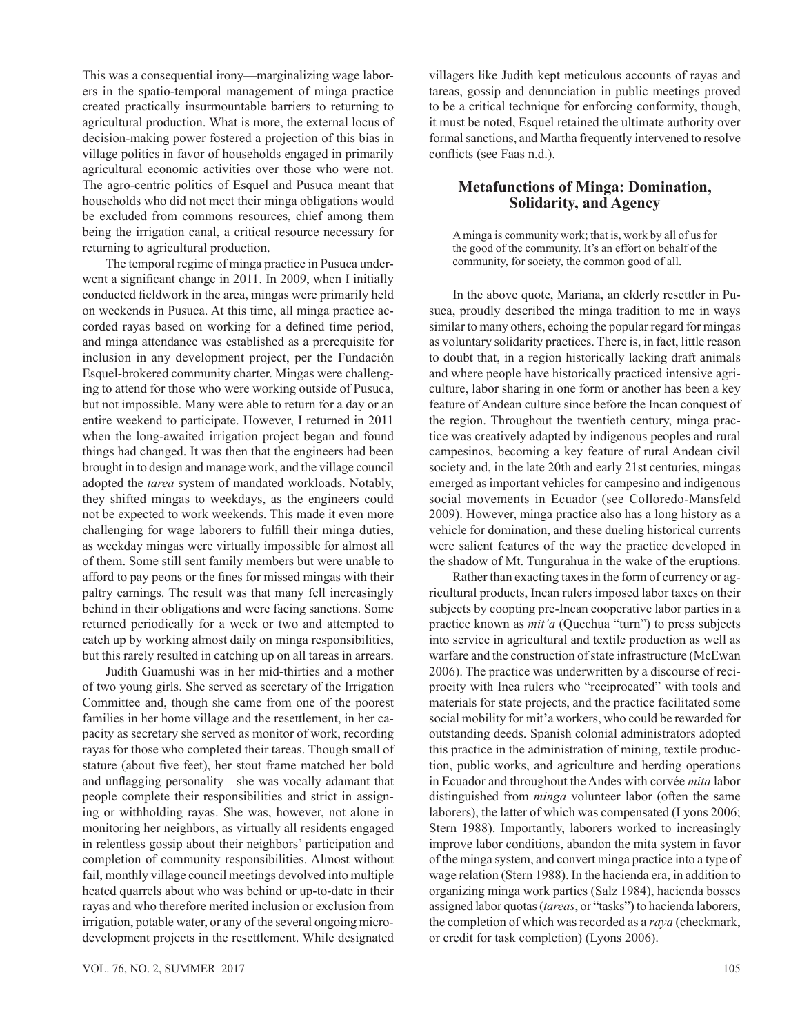This was a consequential irony—marginalizing wage laborers in the spatio-temporal management of minga practice created practically insurmountable barriers to returning to agricultural production. What is more, the external locus of decision-making power fostered a projection of this bias in village politics in favor of households engaged in primarily agricultural economic activities over those who were not. The agro-centric politics of Esquel and Pusuca meant that households who did not meet their minga obligations would be excluded from commons resources, chief among them being the irrigation canal, a critical resource necessary for returning to agricultural production.

The temporal regime of minga practice in Pusuca underwent a significant change in 2011. In 2009, when I initially conducted fieldwork in the area, mingas were primarily held on weekends in Pusuca. At this time, all minga practice accorded rayas based on working for a defined time period, and minga attendance was established as a prerequisite for inclusion in any development project, per the Fundación Esquel-brokered community charter. Mingas were challenging to attend for those who were working outside of Pusuca, but not impossible. Many were able to return for a day or an entire weekend to participate. However, I returned in 2011 when the long-awaited irrigation project began and found things had changed. It was then that the engineers had been brought in to design and manage work, and the village council adopted the *tarea* system of mandated workloads. Notably, they shifted mingas to weekdays, as the engineers could not be expected to work weekends. This made it even more challenging for wage laborers to fulfill their minga duties, as weekday mingas were virtually impossible for almost all of them. Some still sent family members but were unable to afford to pay peons or the fines for missed mingas with their paltry earnings. The result was that many fell increasingly behind in their obligations and were facing sanctions. Some returned periodically for a week or two and attempted to catch up by working almost daily on minga responsibilities, but this rarely resulted in catching up on all tareas in arrears.

Judith Guamushi was in her mid-thirties and a mother of two young girls. She served as secretary of the Irrigation Committee and, though she came from one of the poorest families in her home village and the resettlement, in her capacity as secretary she served as monitor of work, recording rayas for those who completed their tareas. Though small of stature (about five feet), her stout frame matched her bold and unflagging personality—she was vocally adamant that people complete their responsibilities and strict in assigning or withholding rayas. She was, however, not alone in monitoring her neighbors, as virtually all residents engaged in relentless gossip about their neighbors' participation and completion of community responsibilities. Almost without fail, monthly village council meetings devolved into multiple heated quarrels about who was behind or up-to-date in their rayas and who therefore merited inclusion or exclusion from irrigation, potable water, or any of the several ongoing micro-development projects in the resettlement. While designated villagers like Judith kept meticulous accounts of rayas and tareas, gossip and denunciation in public meetings proved to be a critical technique for enforcing conformity, though, it must be noted, Esquel retained the ultimate authority over formal sanctions, and Martha frequently intervened to resolve conflicts (see Faas n.d.).

## Metafunctions of Minga: Domination, Solidarity, and Agency

> A minga is community work; that is, work by all of us for the good of the community. It's an effort on behalf of the community, for society, the common good of all.

In the above quote, Mariana, an elderly resettler in Pusuca, proudly described the minga tradition to me in ways similar to many others, echoing the popular regard for mingas as voluntary solidarity practices. There is, in fact, little reason to doubt that, in a region historically lacking draft animals and where people have historically practiced intensive agriculture, labor sharing in one form or another has been a key feature of Andean culture since before the Incan conquest of the region. Throughout the twentieth century, minga practice was creatively adapted by indigenous peoples and rural campesinos, becoming a key feature of rural Andean civil society and, in the late 20th and early 21st centuries, mingas emerged as important vehicles for campesino and indigenous social movements in Ecuador (see Colloredo-Mansfeld 2009). However, minga practice also has a long history as a vehicle for domination, and these dueling historical currents were salient features of the way the practice developed in the shadow of Mt. Tungurahua in the wake of the eruptions.

Rather than exacting taxes in the form of currency or agricultural products, Incan rulers imposed labor taxes on their subjects by coopting pre-Incan cooperative labor parties in a practice known as *mit'a* (Quechua "turn") to press subjects into service in agricultural and textile production as well as warfare and the construction of state infrastructure (McEwan 2006). The practice was underwritten by a discourse of reciprocity with Inca rulers who "reciprocated" with tools and materials for state projects, and the practice facilitated some social mobility for mit'a workers, who could be rewarded for outstanding deeds. Spanish colonial administrators adopted this practice in the administration of mining, textile production, public works, and agriculture and herding operations in Ecuador and throughout the Andes with corvée *mita* labor distinguished from *minga* volunteer labor (often the same laborers), the latter of which was compensated (Lyons 2006; Stern 1988). Importantly, laborers worked to increasingly improve labor conditions, abandon the mita system in favor of the minga system, and convert minga practice into a type of wage relation (Stern 1988). In the hacienda era, in addition to organizing minga work parties (Salz 1984), hacienda bosses assigned labor quotas (*tareas*, or "tasks") to hacienda laborers, the completion of which was recorded as a *raya* (checkmark, or credit for task completion) (Lyons 2006).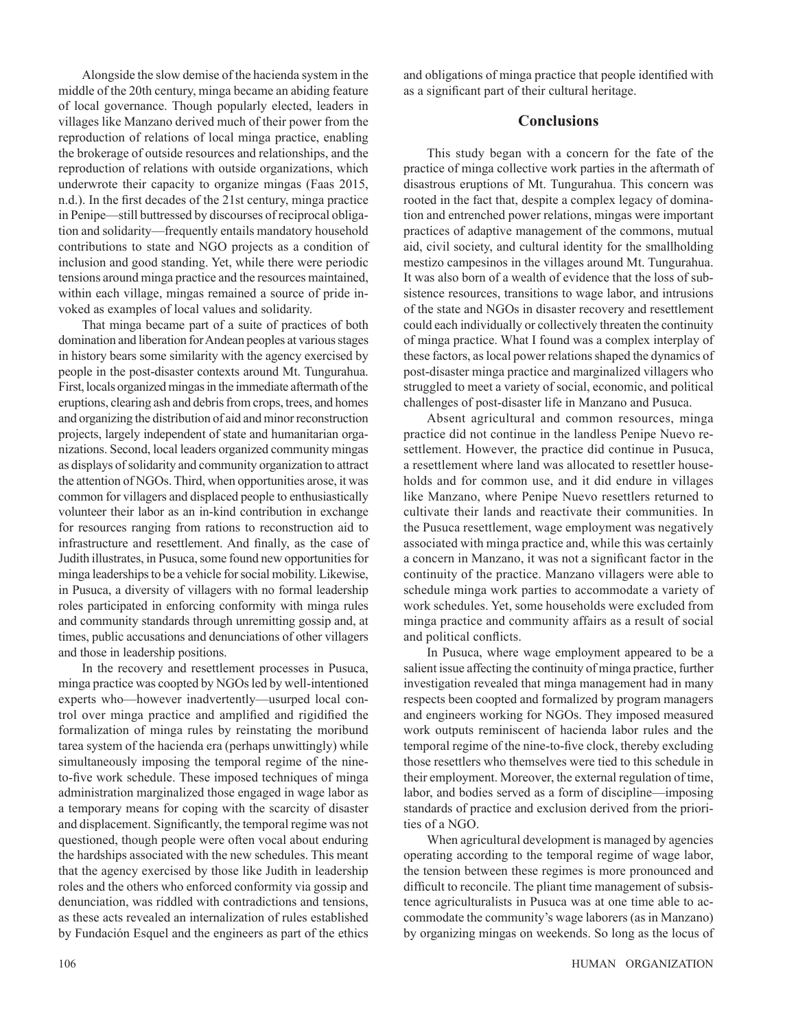Alongside the slow demise of the hacienda system in the middle of the 20th century, minga became an abiding feature of local governance. Though popularly elected, leaders in villages like Manzano derived much of their power from the reproduction of relations of local minga practice, enabling the brokerage of outside resources and relationships, and the reproduction of relations with outside organizations, which underwrote their capacity to organize mingas (Faas 2015, n.d.). In the first decades of the 21st century, minga practice in Penipe—still buttressed by discourses of reciprocal obligation and solidarity—frequently entails mandatory household contributions to state and NGO projects as a condition of inclusion and good standing. Yet, while there were periodic tensions around minga practice and the resources maintained, within each village, mingas remained a source of pride invoked as examples of local values and solidarity.

That minga became part of a suite of practices of both domination and liberation for Andean peoples at various stages in history bears some similarity with the agency exercised by people in the post-disaster contexts around Mt. Tungurahua. First, locals organized mingas in the immediate aftermath of the eruptions, clearing ash and debris from crops, trees, and homes and organizing the distribution of aid and minor reconstruction projects, largely independent of state and humanitarian organizations. Second, local leaders organized community mingas as displays of solidarity and community organization to attract the attention of NGOs. Third, when opportunities arose, it was common for villagers and displaced people to enthusiastically volunteer their labor as an in-kind contribution in exchange for resources ranging from rations to reconstruction aid to infrastructure and resettlement. And finally, as the case of Judith illustrates, in Pusuca, some found new opportunities for minga leaderships to be a vehicle for social mobility. Likewise, in Pusuca, a diversity of villagers with no formal leadership roles participated in enforcing conformity with minga rules and community standards through unremitting gossip and, at times, public accusations and denunciations of other villagers and those in leadership positions.

In the recovery and resettlement processes in Pusuca, minga practice was coopted by NGOs led by well-intentioned experts who—however inadvertently—usurped local control over minga practice and amplified and rigidified the formalization of minga rules by reinstating the moribund tarea system of the hacienda era (perhaps unwittingly) while simultaneously imposing the temporal regime of the nine-to-five work schedule. These imposed techniques of minga administration marginalized those engaged in wage labor as a temporary means for coping with the scarcity of disaster and displacement. Significantly, the temporal regime was not questioned, though people were often vocal about enduring the hardships associated with the new schedules. This meant that the agency exercised by those like Judith in leadership roles and the others who enforced conformity via gossip and denunciation, was riddled with contradictions and tensions, as these acts revealed an internalization of rules established by Fundación Esquel and the engineers as part of the ethics and obligations of minga practice that people identified with as a significant part of their cultural heritage.

## Conclusions

This study began with a concern for the fate of the practice of minga collective work parties in the aftermath of disastrous eruptions of Mt. Tungurahua. This concern was rooted in the fact that, despite a complex legacy of domination and entrenched power relations, mingas were important practices of adaptive management of the commons, mutual aid, civil society, and cultural identity for the smallholding mestizo campesinos in the villages around Mt. Tungurahua. It was also born of a wealth of evidence that the loss of subsistence resources, transitions to wage labor, and intrusions of the state and NGOs in disaster recovery and resettlement could each individually or collectively threaten the continuity of minga practice. What I found was a complex interplay of these factors, as local power relations shaped the dynamics of post-disaster minga practice and marginalized villagers who struggled to meet a variety of social, economic, and political challenges of post-disaster life in Manzano and Pusuca.

Absent agricultural and common resources, minga practice did not continue in the landless Penipe Nuevo resettlement. However, the practice did continue in Pusuca, a resettlement where land was allocated to resettler households and for common use, and it did endure in villages like Manzano, where Penipe Nuevo resettlers returned to cultivate their lands and reactivate their communities. In the Pusuca resettlement, wage employment was negatively associated with minga practice and, while this was certainly a concern in Manzano, it was not a significant factor in the continuity of the practice. Manzano villagers were able to schedule minga work parties to accommodate a variety of work schedules. Yet, some households were excluded from minga practice and community affairs as a result of social and political conflicts.

In Pusuca, where wage employment appeared to be a salient issue affecting the continuity of minga practice, further investigation revealed that minga management had in many respects been coopted and formalized by program managers and engineers working for NGOs. They imposed measured work outputs reminiscent of hacienda labor rules and the temporal regime of the nine-to-five clock, thereby excluding those resettlers who themselves were tied to this schedule in their employment. Moreover, the external regulation of time, labor, and bodies served as a form of discipline—imposing standards of practice and exclusion derived from the priorities of a NGO.

When agricultural development is managed by agencies operating according to the temporal regime of wage labor, the tension between these regimes is more pronounced and difficult to reconcile. The pliant time management of subsistence agriculturalists in Pusuca was at one time able to accommodate the community's wage laborers (as in Manzano) by organizing mingas on weekends. So long as the locus of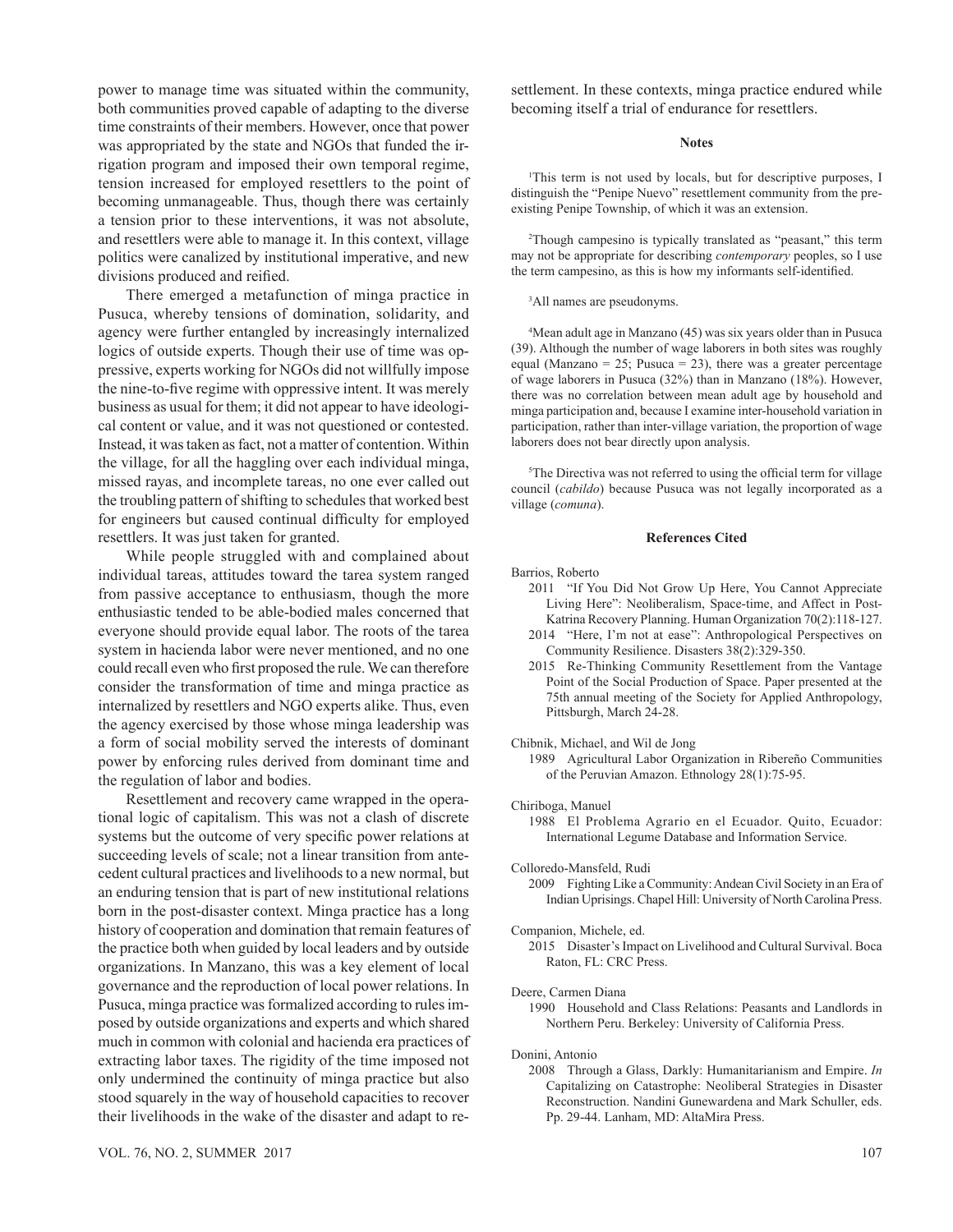power to manage time was situated within the community, both communities proved capable of adapting to the diverse time constraints of their members. However, once that power was appropriated by the state and NGOs that funded the irrigation program and imposed their own temporal regime, tension increased for employed resettlers to the point of becoming unmanageable. Thus, though there was certainly a tension prior to these interventions, it was not absolute, and resettlers were able to manage it. In this context, village politics were canalized by institutional imperative, and new divisions produced and reified.

There emerged a metafunction of minga practice in Pusuca, whereby tensions of domination, solidarity, and agency were further entangled by increasingly internalized logics of outside experts. Though their use of time was oppressive, experts working for NGOs did not willfully impose the nine-to-five regime with oppressive intent. It was merely business as usual for them; it did not appear to have ideological content or value, and it was not questioned or contested. Instead, it was taken as fact, not a matter of contention. Within the village, for all the haggling over each individual minga, missed rayas, and incomplete tareas, no one ever called out the troubling pattern of shifting to schedules that worked best for engineers but caused continual difficulty for employed resettlers. It was just taken for granted.

While people struggled with and complained about individual tareas, attitudes toward the tarea system ranged from passive acceptance to enthusiasm, though the more enthusiastic tended to be able-bodied males concerned that everyone should provide equal labor. The roots of the tarea system in hacienda labor were never mentioned, and no one could recall even who first proposed the rule. We can therefore consider the transformation of time and minga practice as internalized by resettlers and NGO experts alike. Thus, even the agency exercised by those whose minga leadership was a form of social mobility served the interests of dominant power by enforcing rules derived from dominant time and the regulation of labor and bodies.

Resettlement and recovery came wrapped in the operational logic of capitalism. This was not a clash of discrete systems but the outcome of very specific power relations at succeeding levels of scale; not a linear transition from antecedent cultural practices and livelihoods to a new normal, but an enduring tension that is part of new institutional relations born in the post-disaster context. Minga practice has a long history of cooperation and domination that remain features of the practice both when guided by local leaders and by outside organizations. In Manzano, this was a key element of local governance and the reproduction of local power relations. In Pusuca, minga practice was formalized according to rules imposed by outside organizations and experts and which shared much in common with colonial and hacienda era practices of extracting labor taxes. The rigidity of the time imposed not only undermined the continuity of minga practice but also stood squarely in the way of household capacities to recover their livelihoods in the wake of the disaster and adapt to resettlement. In these contexts, minga practice endured while becoming itself a trial of endurance for resettlers.

### Notes

[1]This term is not used by locals, but for descriptive purposes, I distinguish the "Penipe Nuevo" resettlement community from the preexisting Penipe Township, of which it was an extension.

[2]Though campesino is typically translated as "peasant," this term may not be appropriate for describing *contemporary* peoples, so I use the term campesino, as this is how my informants self-identified.

[3]All names are pseudonyms.

[4]Mean adult age in Manzano (45) was six years older than in Pusuca (39). Although the number of wage laborers in both sites was roughly equal (Manzano = 25; Pusuca = 23), there was a greater percentage of wage laborers in Pusuca (32%) than in Manzano (18%). However, there was no correlation between mean adult age by household and minga participation and, because I examine inter-household variation in participation, rather than inter-village variation, the proportion of wage laborers does not bear directly upon analysis.

[5]The Directiva was not referred to using the official term for village council (*cabildo*) because Pusuca was not legally incorporated as a village (*comuna*).

### References Cited

Barrios, Roberto

2011 "If You Did Not Grow Up Here, You Cannot Appreciate Living Here": Neoliberalism, Space-time, and Affect in Post-Katrina Recovery Planning. Human Organization 70(2):118-127.

2014 "Here, I'm not at ease": Anthropological Perspectives on Community Resilience. Disasters 38(2):329-350.

2015 Re-Thinking Community Resettlement from the Vantage Point of the Social Production of Space. Paper presented at the 75th annual meeting of the Society for Applied Anthropology, Pittsburgh, March 24-28.

Chibnik, Michael, and Wil de Jong

1989 Agricultural Labor Organization in Ribereño Communities of the Peruvian Amazon. Ethnology 28(1):75-95.

Chiriboga, Manuel

1988 El Problema Agrario en el Ecuador. Quito, Ecuador: International Legume Database and Information Service.

Colloredo-Mansfeld, Rudi

2009 Fighting Like a Community: Andean Civil Society in an Era of Indian Uprisings. Chapel Hill: University of North Carolina Press.

Companion, Michele, ed.

2015 Disaster's Impact on Livelihood and Cultural Survival. Boca Raton, FL: CRC Press.

Deere, Carmen Diana

1990 Household and Class Relations: Peasants and Landlords in Northern Peru. Berkeley: University of California Press.

Donini, Antonio

2008 Through a Glass, Darkly: Humanitarianism and Empire. *In* Capitalizing on Catastrophe: Neoliberal Strategies in Disaster Reconstruction. Nandini Gunewardena and Mark Schuller, eds. Pp. 29-44. Lanham, MD: AltaMira Press.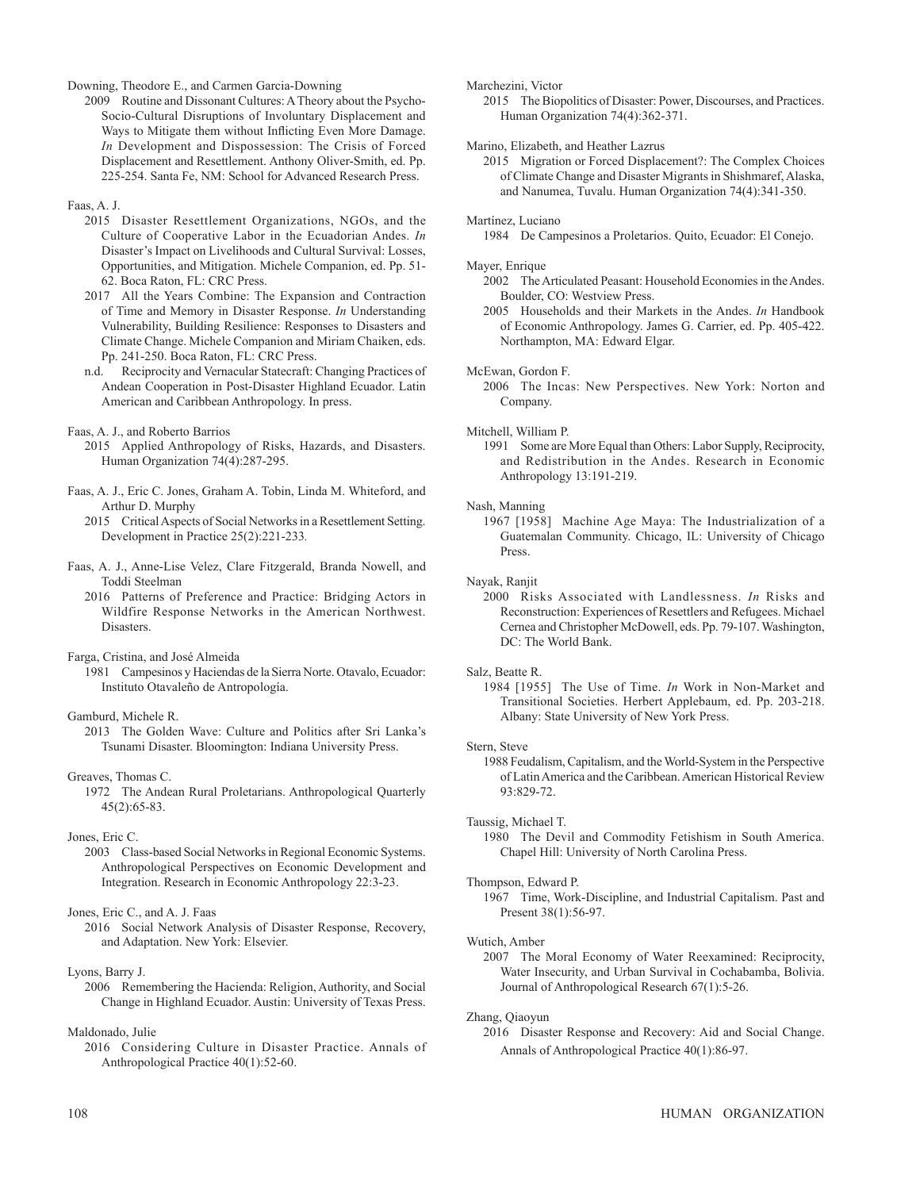Downing, Theodore E., and Carmen Garcia-Downing

2009 Routine and Dissonant Cultures: A Theory about the Psycho-Socio-Cultural Disruptions of Involuntary Displacement and Ways to Mitigate them without Inflicting Even More Damage. *In* Development and Dispossession: The Crisis of Forced Displacement and Resettlement. Anthony Oliver-Smith, ed. Pp. 225-254. Santa Fe, NM: School for Advanced Research Press.

Faas, A. J.

2015 Disaster Resettlement Organizations, NGOs, and the Culture of Cooperative Labor in the Ecuadorian Andes. *In* Disaster's Impact on Livelihoods and Cultural Survival: Losses, Opportunities, and Mitigation. Michele Companion, ed. Pp. 51-62. Boca Raton, FL: CRC Press.

2017 All the Years Combine: The Expansion and Contraction of Time and Memory in Disaster Response. *In* Understanding Vulnerability, Building Resilience: Responses to Disasters and Climate Change. Michele Companion and Miriam Chaiken, eds. Pp. 241-250. Boca Raton, FL: CRC Press.

n.d. Reciprocity and Vernacular Statecraft: Changing Practices of Andean Cooperation in Post-Disaster Highland Ecuador. Latin American and Caribbean Anthropology. In press.

Faas, A. J., and Roberto Barrios

2015 Applied Anthropology of Risks, Hazards, and Disasters. Human Organization 74(4):287-295.

Faas, A. J., Eric C. Jones, Graham A. Tobin, Linda M. Whiteford, and Arthur D. Murphy

2015 Critical Aspects of Social Networks in a Resettlement Setting. Development in Practice 25(2):221-233.

Faas, A. J., Anne-Lise Velez, Clare Fitzgerald, Branda Nowell, and Toddi Steelman

2016 Patterns of Preference and Practice: Bridging Actors in Wildfire Response Networks in the American Northwest. Disasters.

Farga, Cristina, and José Almeida

1981 Campesinos y Haciendas de la Sierra Norte. Otavalo, Ecuador: Instituto Otavaleño de Antropología.

Gamburd, Michele R.

2013 The Golden Wave: Culture and Politics after Sri Lanka's Tsunami Disaster. Bloomington: Indiana University Press.

Greaves, Thomas C.

1972 The Andean Rural Proletarians. Anthropological Quarterly 45(2):65-83.

Jones, Eric C.

2003 Class-based Social Networks in Regional Economic Systems. Anthropological Perspectives on Economic Development and Integration. Research in Economic Anthropology 22:3-23.

Jones, Eric C., and A. J. Faas

2016 Social Network Analysis of Disaster Response, Recovery, and Adaptation. New York: Elsevier.

Lyons, Barry J.

2006 Remembering the Hacienda: Religion, Authority, and Social Change in Highland Ecuador. Austin: University of Texas Press.

Maldonado, Julie

2016 Considering Culture in Disaster Practice. Annals of Anthropological Practice 40(1):52-60.

Marchezini, Victor

2015 The Biopolitics of Disaster: Power, Discourses, and Practices. Human Organization 74(4):362-371.

Marino, Elizabeth, and Heather Lazrus

2015 Migration or Forced Displacement?: The Complex Choices of Climate Change and Disaster Migrants in Shishmaref, Alaska, and Nanumea, Tuvalu. Human Organization 74(4):341-350.

Martínez, Luciano

1984 De Campesinos a Proletarios. Quito, Ecuador: El Conejo.

Mayer, Enrique

2002 The Articulated Peasant: Household Economies in the Andes. Boulder, CO: Westview Press.

2005 Households and their Markets in the Andes. *In* Handbook of Economic Anthropology. James G. Carrier, ed. Pp. 405-422. Northampton, MA: Edward Elgar.

McEwan, Gordon F.

2006 The Incas: New Perspectives. New York: Norton and Company.

Mitchell, William P.

1991 Some are More Equal than Others: Labor Supply, Reciprocity, and Redistribution in the Andes. Research in Economic Anthropology 13:191-219.

Nash, Manning

1967 [1958] Machine Age Maya: The Industrialization of a Guatemalan Community. Chicago, IL: University of Chicago Press.

Nayak, Ranjit

2000 Risks Associated with Landlessness. *In* Risks and Reconstruction: Experiences of Resettlers and Refugees. Michael Cernea and Christopher McDowell, eds. Pp. 79-107. Washington, DC: The World Bank.

Salz, Beatte R.

1984 [1955] The Use of Time. *In* Work in Non-Market and Transitional Societies. Herbert Applebaum, ed. Pp. 203-218. Albany: State University of New York Press.

Stern, Steve

1988 Feudalism, Capitalism, and the World-System in the Perspective of Latin America and the Caribbean. American Historical Review 93:829-72.

Taussig, Michael T.

1980 The Devil and Commodity Fetishism in South America. Chapel Hill: University of North Carolina Press.

Thompson, Edward P.

1967 Time, Work-Discipline, and Industrial Capitalism. Past and Present 38(1):56-97.

Wutich, Amber

2007 The Moral Economy of Water Reexamined: Reciprocity, Water Insecurity, and Urban Survival in Cochabamba, Bolivia. Journal of Anthropological Research 67(1):5-26.

Zhang, Qiaoyun

2016 Disaster Response and Recovery: Aid and Social Change. Annals of Anthropological Practice 40(1):86-97.